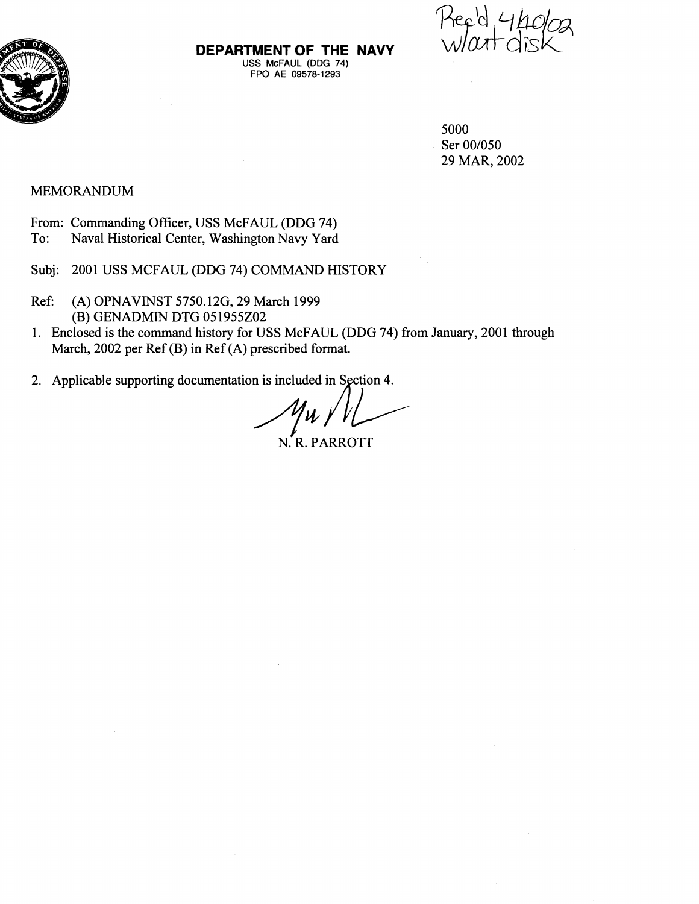Rec'd 4/10/02 w/out disk

**DEPARTMENT OF THE NAVY**
USS McFAUL (DDG 74)
FPO AE 09578-1293

5000
Ser 00/050
29 MAR, 2002

MEMORANDUM

From: Commanding Officer, USS McFAUL (DDG 74)
To: Naval Historical Center, Washington Navy Yard

Subj: 2001 USS MCFAUL (DDG 74) COMMAND HISTORY

Ref: (A) OPNAVINST 5750.12G, 29 March 1999
(B) GENADMIN DTG 051955Z02

1. Enclosed is the command history for USS McFAUL (DDG 74) from January, 2001 through March, 2002 per Ref (B) in Ref (A) prescribed format.

2. Applicable supporting documentation is included in Section 4.

N. R. PARROTT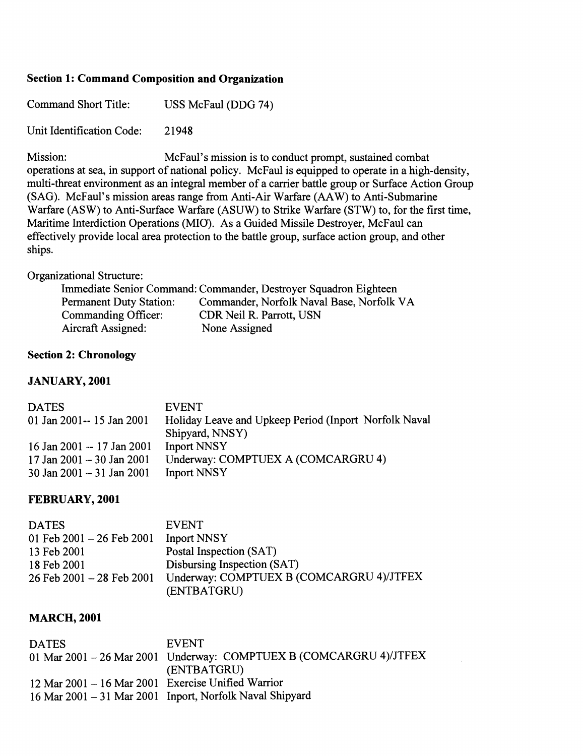### Section 1: Command Composition and Organization

Command Short Title: USS McFaul (DDG 74)

Unit Identification Code: 21948

Mission: McFaul's mission is to conduct prompt, sustained combat operations at sea, in support of national policy. McFaul is equipped to operate in a high-density, multi-threat environment as an integral member of a carrier battle group or Surface Action Group (SAG). McFaul's mission areas range from Anti-Air Warfare (AAW) to Anti-Submarine Warfare (ASW) to Anti-Surface Warfare (ASUW) to Strike Warfare (STW) to, for the first time, Maritime Interdiction Operations (MIO). As a Guided Missile Destroyer, McFaul can effectively provide local area protection to the battle group, surface action group, and other ships.

Organizational Structure:

| | |
|---|---|
| Immediate Senior Command: | Commander, Destroyer Squadron Eighteen |
| Permanent Duty Station: | Commander, Norfolk Naval Base, Norfolk VA |
| Commanding Officer: | CDR Neil R. Parrott, USN |
| Aircraft Assigned: | None Assigned |

### Section 2: Chronology

### JANUARY, 2001

| DATES | EVENT |
|---|---|
| 01 Jan 2001-- 15 Jan 2001 | Holiday Leave and Upkeep Period (Inport Norfolk Naval Shipyard, NNSY) |
| 16 Jan 2001 -- 17 Jan 2001 | Inport NNSY |
| 17 Jan 2001 – 30 Jan 2001 | Underway: COMPTUEX A (COMCARGRU 4) |
| 30 Jan 2001 – 31 Jan 2001 | Inport NNSY |

### FEBRUARY, 2001

| DATES | EVENT |
|---|---|
| 01 Feb 2001 – 26 Feb 2001 | Inport NNSY |
| 13 Feb 2001 | Postal Inspection (SAT) |
| 18 Feb 2001 | Disbursing Inspection (SAT) |
| 26 Feb 2001 – 28 Feb 2001 | Underway: COMPTUEX B (COMCARGRU 4)/JTFEX (ENTBATGRU) |

### MARCH, 2001

| DATES | EVENT |
|---|---|
| 01 Mar 2001 – 26 Mar 2001 | Underway: COMPTUEX B (COMCARGRU 4)/JTFEX (ENTBATGRU) |
| 12 Mar 2001 – 16 Mar 2001 | Exercise Unified Warrior |
| 16 Mar 2001 – 31 Mar 2001 | Inport, Norfolk Naval Shipyard |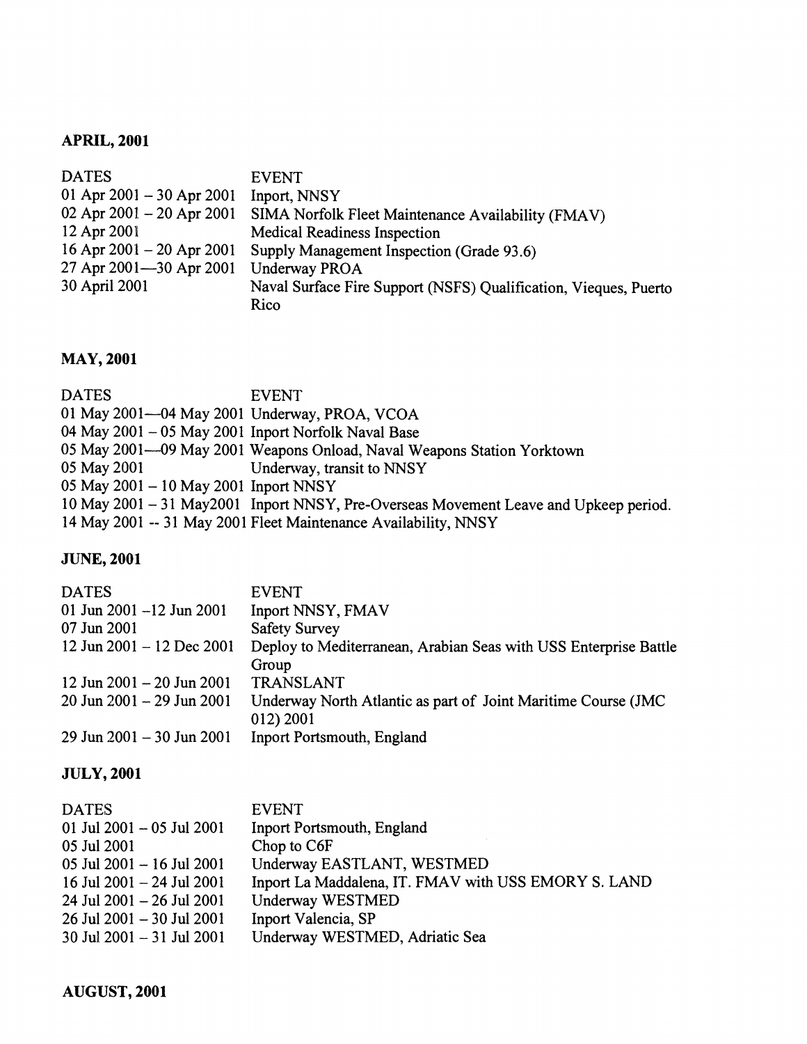**APRIL, 2001**

| DATES | EVENT |
|---|---|
| 01 Apr 2001 – 30 Apr 2001 | Inport, NNSY |
| 02 Apr 2001 – 20 Apr 2001 | SIMA Norfolk Fleet Maintenance Availability (FMAV) |
| 12 Apr 2001 | Medical Readiness Inspection |
| 16 Apr 2001 – 20 Apr 2001 | Supply Management Inspection (Grade 93.6) |
| 27 Apr 2001—30 Apr 2001 | Underway PROA |
| 30 April 2001 | Naval Surface Fire Support (NSFS) Qualification, Vieques, Puerto Rico |

**MAY, 2001**

| DATES | EVENT |
|---|---|
| 01 May 2001—04 May 2001 | Underway, PROA, VCOA |
| 04 May 2001 – 05 May 2001 | Inport Norfolk Naval Base |
| 05 May 2001—09 May 2001 | Weapons Onload, Naval Weapons Station Yorktown |
| 05 May 2001 | Underway, transit to NNSY |
| 05 May 2001 – 10 May 2001 | Inport NNSY |
| 10 May 2001 – 31 May2001 | Inport NNSY, Pre-Overseas Movement Leave and Upkeep period. |
| 14 May 2001 -- 31 May 2001 | Fleet Maintenance Availability, NNSY |

**JUNE, 2001**

| DATES | EVENT |
|---|---|
| 01 Jun 2001 –12 Jun 2001 | Inport NNSY, FMAV |
| 07 Jun 2001 | Safety Survey |
| 12 Jun 2001 – 12 Dec 2001 | Deploy to Mediterranean, Arabian Seas with USS Enterprise Battle Group |
| 12 Jun 2001 – 20 Jun 2001 | TRANSLANT |
| 20 Jun 2001 – 29 Jun 2001 | Underway North Atlantic as part of Joint Maritime Course (JMC 012) 2001 |
| 29 Jun 2001 – 30 Jun 2001 | Inport Portsmouth, England |

**JULY, 2001**

| DATES | EVENT |
|---|---|
| 01 Jul 2001 – 05 Jul 2001 | Inport Portsmouth, England |
| 05 Jul 2001 | Chop to C6F |
| 05 Jul 2001 – 16 Jul 2001 | Underway EASTLANT, WESTMED |
| 16 Jul 2001 – 24 Jul 2001 | Inport La Maddalena, IT. FMAV with USS EMORY S. LAND |
| 24 Jul 2001 – 26 Jul 2001 | Underway WESTMED |
| 26 Jul 2001 – 30 Jul 2001 | Inport Valencia, SP |
| 30 Jul 2001 – 31 Jul 2001 | Underway WESTMED, Adriatic Sea |

**AUGUST, 2001**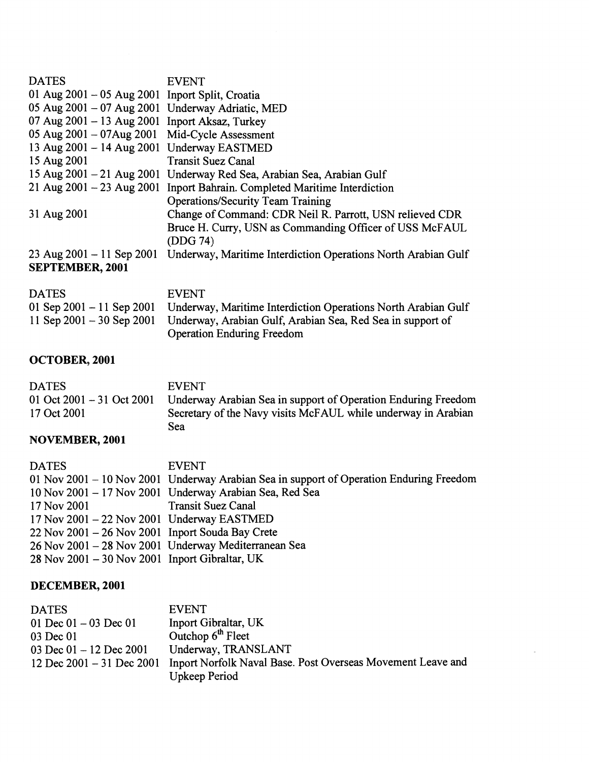| DATES | EVENT |
| --- | --- |
| 01 Aug 2001 – 05 Aug 2001 | Inport Split, Croatia |
| 05 Aug 2001 – 07 Aug 2001 | Underway Adriatic, MED |
| 07 Aug 2001 – 13 Aug 2001 | Inport Aksaz, Turkey |
| 05 Aug 2001 – 07Aug 2001 | Mid-Cycle Assessment |
| 13 Aug 2001 – 14 Aug 2001 | Underway EASTMED |
| 15 Aug 2001 | Transit Suez Canal |
| 15 Aug 2001 – 21 Aug 2001 | Underway Red Sea, Arabian Sea, Arabian Gulf |
| 21 Aug 2001 – 23 Aug 2001 | Inport Bahrain. Completed Maritime Interdiction Operations/Security Team Training |
| 31 Aug 2001 | Change of Command: CDR Neil R. Parrott, USN relieved CDR Bruce H. Curry, USN as Commanding Officer of USS McFAUL (DDG 74) |
| 23 Aug 2001 – 11 Sep 2001 | Underway, Maritime Interdiction Operations North Arabian Gulf |

**SEPTEMBER, 2001**

| DATES | EVENT |
| --- | --- |
| 01 Sep 2001 – 11 Sep 2001 | Underway, Maritime Interdiction Operations North Arabian Gulf |
| 11 Sep 2001 – 30 Sep 2001 | Underway, Arabian Gulf, Arabian Sea, Red Sea in support of Operation Enduring Freedom |

**OCTOBER, 2001**

| DATES | EVENT |
| --- | --- |
| 01 Oct 2001 – 31 Oct 2001 | Underway Arabian Sea in support of Operation Enduring Freedom |
| 17 Oct 2001 | Secretary of the Navy visits McFAUL while underway in Arabian Sea |

**NOVEMBER, 2001**

| DATES | EVENT |
| --- | --- |
| 01 Nov 2001 – 10 Nov 2001 | Underway Arabian Sea in support of Operation Enduring Freedom |
| 10 Nov 2001 – 17 Nov 2001 | Underway Arabian Sea, Red Sea |
| 17 Nov 2001 | Transit Suez Canal |
| 17 Nov 2001 – 22 Nov 2001 | Underway EASTMED |
| 22 Nov 2001 – 26 Nov 2001 | Inport Souda Bay Crete |
| 26 Nov 2001 – 28 Nov 2001 | Underway Mediterranean Sea |
| 28 Nov 2001 – 30 Nov 2001 | Inport Gibraltar, UK |

**DECEMBER, 2001**

| DATES | EVENT |
| --- | --- |
| 01 Dec 01 – 03 Dec 01 | Inport Gibraltar, UK |
| 03 Dec 01 | Outchop 6th Fleet |
| 03 Dec 01 – 12 Dec 2001 | Underway, TRANSLANT |
| 12 Dec 2001 – 31 Dec 2001 | Inport Norfolk Naval Base. Post Overseas Movement Leave and Upkeep Period |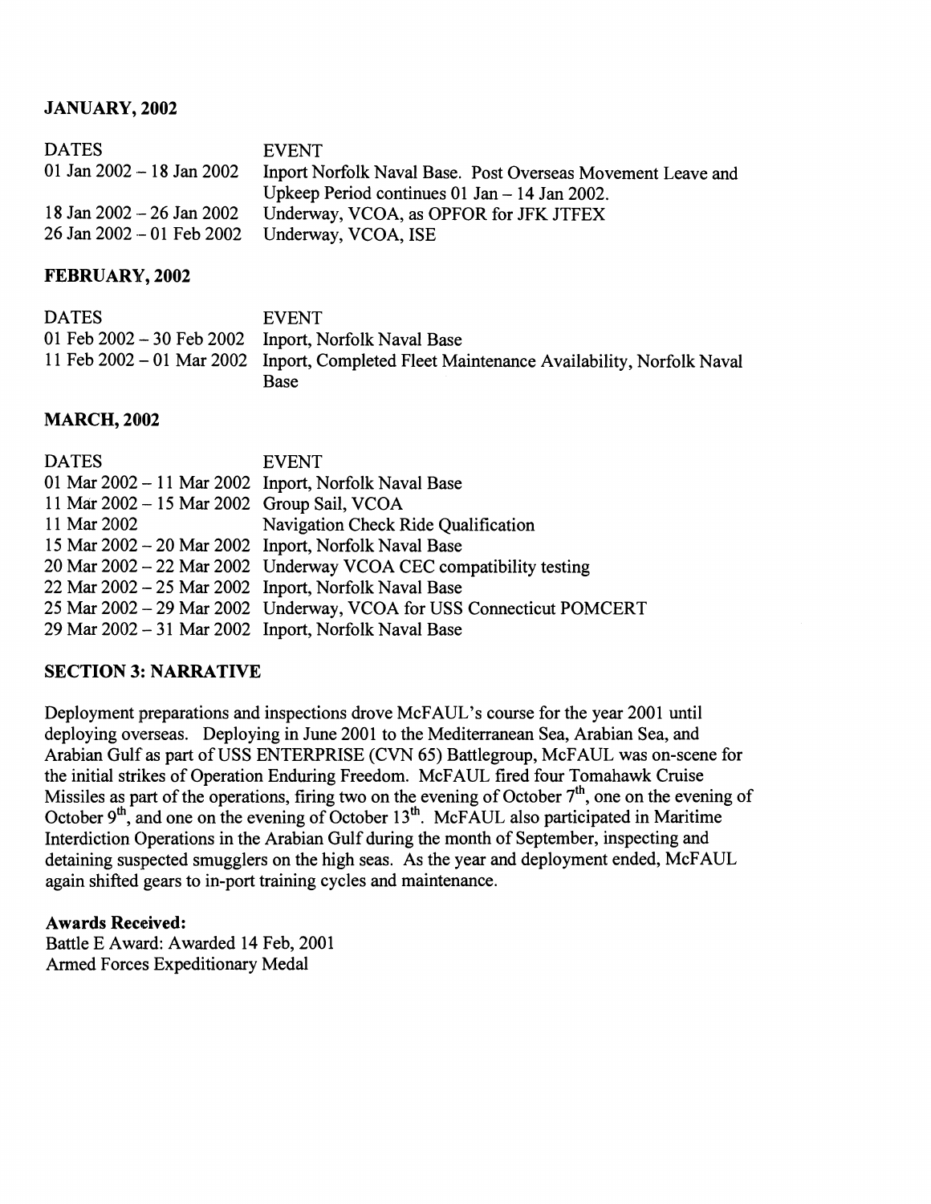## JANUARY, 2002

| DATES | EVENT |
|---|---|
| 01 Jan 2002 – 18 Jan 2002 | Inport Norfolk Naval Base. Post Overseas Movement Leave and Upkeep Period continues 01 Jan – 14 Jan 2002. |
| 18 Jan 2002 – 26 Jan 2002 | Underway, VCOA, as OPFOR for JFK JTFEX |
| 26 Jan 2002 – 01 Feb 2002 | Underway, VCOA, ISE |

## FEBRUARY, 2002

| DATES | EVENT |
|---|---|
| 01 Feb 2002 – 30 Feb 2002 | Inport, Norfolk Naval Base |
| 11 Feb 2002 – 01 Mar 2002 | Inport, Completed Fleet Maintenance Availability, Norfolk Naval Base |

## MARCH, 2002

| DATES | EVENT |
|---|---|
| 01 Mar 2002 – 11 Mar 2002 | Inport, Norfolk Naval Base |
| 11 Mar 2002 – 15 Mar 2002 | Group Sail, VCOA |
| 11 Mar 2002 | Navigation Check Ride Qualification |
| 15 Mar 2002 – 20 Mar 2002 | Inport, Norfolk Naval Base |
| 20 Mar 2002 – 22 Mar 2002 | Underway VCOA CEC compatibility testing |
| 22 Mar 2002 – 25 Mar 2002 | Inport, Norfolk Naval Base |
| 25 Mar 2002 – 29 Mar 2002 | Underway, VCOA for USS Connecticut POMCERT |
| 29 Mar 2002 – 31 Mar 2002 | Inport, Norfolk Naval Base |

## SECTION 3: NARRATIVE

Deployment preparations and inspections drove McFAUL's course for the year 2001 until deploying overseas. Deploying in June 2001 to the Mediterranean Sea, Arabian Sea, and Arabian Gulf as part of USS ENTERPRISE (CVN 65) Battlegroup, McFAUL was on-scene for the initial strikes of Operation Enduring Freedom. McFAUL fired four Tomahawk Cruise Missiles as part of the operations, firing two on the evening of October 7th, one on the evening of October 9th, and one on the evening of October 13th. McFAUL also participated in Maritime Interdiction Operations in the Arabian Gulf during the month of September, inspecting and detaining suspected smugglers on the high seas. As the year and deployment ended, McFAUL again shifted gears to in-port training cycles and maintenance.

**Awards Received:**
Battle E Award: Awarded 14 Feb, 2001
Armed Forces Expeditionary Medal